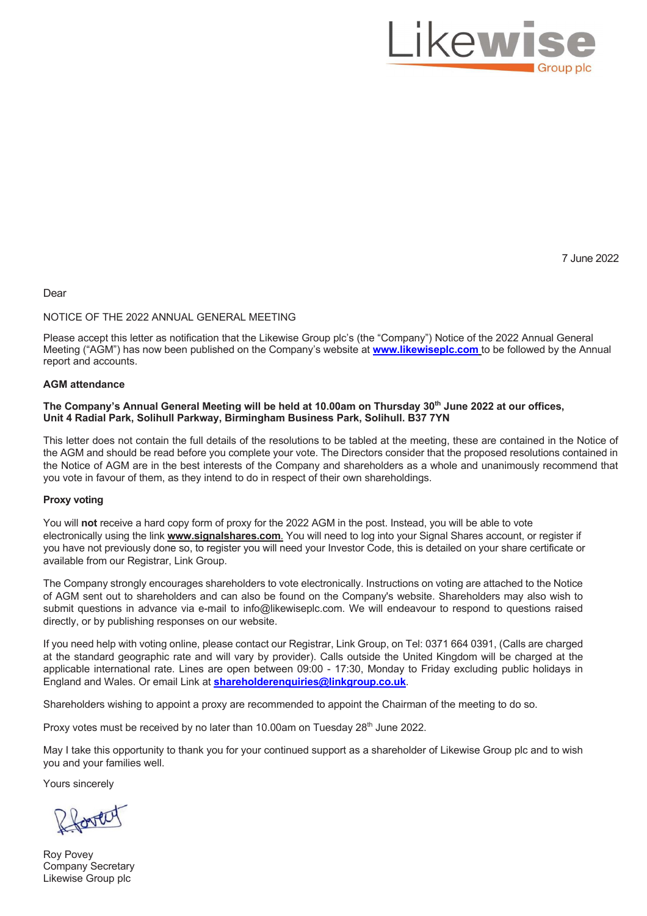Likewise Group plc

7 June 2022

Dear

NOTICE OF THE 2022 ANNUAL GENERAL MEETING

Please accept this letter as notification that the Likewise Group plc's (the "Company") Notice of the 2022 Annual General Meeting ("AGM") has now been published on the Company's website at **www.likewiseplc.com** to be followed by the Annual report and accounts.

**AGM attendance**

**The Company's Annual General Meeting will be held at 10.00am on Thursday 30th June 2022 at our offices, Unit 4 Radial Park, Solihull Parkway, Birmingham Business Park, Solihull. B37 7YN**

This letter does not contain the full details of the resolutions to be tabled at the meeting, these are contained in the Notice of the AGM and should be read before you complete your vote. The Directors consider that the proposed resolutions contained in the Notice of AGM are in the best interests of the Company and shareholders as a whole and unanimously recommend that you vote in favour of them, as they intend to do in respect of their own shareholdings.

**Proxy voting**

You will **not** receive a hard copy form of proxy for the 2022 AGM in the post. Instead, you will be able to vote electronically using the link **www.signalshares.com**. You will need to log into your Signal Shares account, or register if you have not previously done so, to register you will need your Investor Code, this is detailed on your share certificate or available from our Registrar, Link Group.

The Company strongly encourages shareholders to vote electronically. Instructions on voting are attached to the Notice of AGM sent out to shareholders and can also be found on the Company's website. Shareholders may also wish to submit questions in advance via e-mail to info@likewiseplc.com. We will endeavour to respond to questions raised directly, or by publishing responses on our website.

If you need help with voting online, please contact our Registrar, Link Group, on Tel: 0371 664 0391, (Calls are charged at the standard geographic rate and will vary by provider). Calls outside the United Kingdom will be charged at the applicable international rate. Lines are open between 09:00 - 17:30, Monday to Friday excluding public holidays in England and Wales. Or email Link at **shareholderenquiries@linkgroup.co.uk**.

Shareholders wishing to appoint a proxy are recommended to appoint the Chairman of the meeting to do so.

Proxy votes must be received by no later than 10.00am on Tuesday 28th June 2022.

May I take this opportunity to thank you for your continued support as a shareholder of Likewise Group plc and to wish you and your families well.

Yours sincerely

Roy Povey
Company Secretary
Likewise Group plc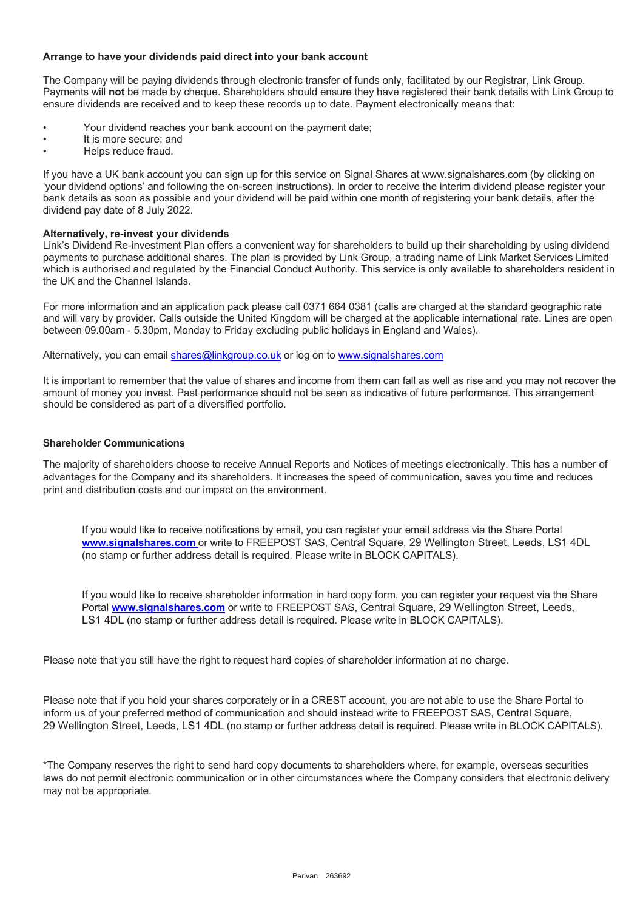**Arrange to have your dividends paid direct into your bank account**

The Company will be paying dividends through electronic transfer of funds only, facilitated by our Registrar, Link Group. Payments will **not** be made by cheque. Shareholders should ensure they have registered their bank details with Link Group to ensure dividends are received and to keep these records up to date. Payment electronically means that:

- Your dividend reaches your bank account on the payment date;
- It is more secure; and
- Helps reduce fraud.

If you have a UK bank account you can sign up for this service on Signal Shares at www.signalshares.com (by clicking on 'your dividend options' and following the on-screen instructions). In order to receive the interim dividend please register your bank details as soon as possible and your dividend will be paid within one month of registering your bank details, after the dividend pay date of 8 July 2022.

**Alternatively, re-invest your dividends**

Link's Dividend Re-investment Plan offers a convenient way for shareholders to build up their shareholding by using dividend payments to purchase additional shares. The plan is provided by Link Group, a trading name of Link Market Services Limited which is authorised and regulated by the Financial Conduct Authority. This service is only available to shareholders resident in the UK and the Channel Islands.

For more information and an application pack please call 0371 664 0381 (calls are charged at the standard geographic rate and will vary by provider. Calls outside the United Kingdom will be charged at the applicable international rate. Lines are open between 09.00am - 5.30pm, Monday to Friday excluding public holidays in England and Wales).

Alternatively, you can email shares@linkgroup.co.uk or log on to www.signalshares.com

It is important to remember that the value of shares and income from them can fall as well as rise and you may not recover the amount of money you invest. Past performance should not be seen as indicative of future performance. This arrangement should be considered as part of a diversified portfolio.

**Shareholder Communications**

The majority of shareholders choose to receive Annual Reports and Notices of meetings electronically. This has a number of advantages for the Company and its shareholders. It increases the speed of communication, saves you time and reduces print and distribution costs and our impact on the environment.

If you would like to receive notifications by email, you can register your email address via the Share Portal **www.signalshares.com** or write to FREEPOST SAS, Central Square, 29 Wellington Street, Leeds, LS1 4DL (no stamp or further address detail is required. Please write in BLOCK CAPITALS).

If you would like to receive shareholder information in hard copy form, you can register your request via the Share Portal **www.signalshares.com** or write to FREEPOST SAS, Central Square, 29 Wellington Street, Leeds, LS1 4DL (no stamp or further address detail is required. Please write in BLOCK CAPITALS).

Please note that you still have the right to request hard copies of shareholder information at no charge.

Please note that if you hold your shares corporately or in a CREST account, you are not able to use the Share Portal to inform us of your preferred method of communication and should instead write to FREEPOST SAS, Central Square, 29 Wellington Street, Leeds, LS1 4DL (no stamp or further address detail is required. Please write in BLOCK CAPITALS).

*The Company reserves the right to send hard copy documents to shareholders where, for example, overseas securities laws do not permit electronic communication or in other circumstances where the Company considers that electronic delivery may not be appropriate.

Perivan 263692